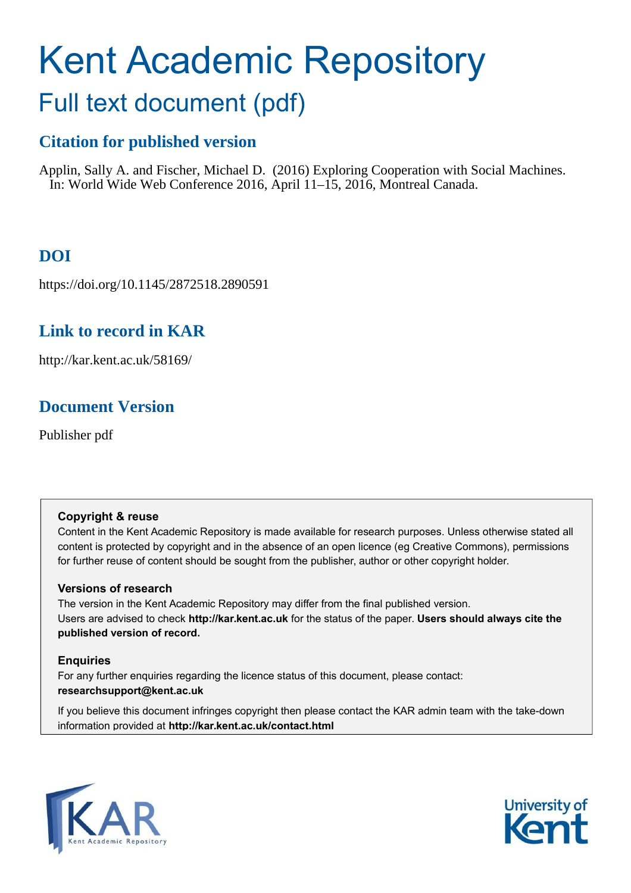# Kent Academic Repository

## Full text document (pdf)

### Citation for published version

Applin, Sally A. and Fischer, Michael D. (2016) Exploring Cooperation with Social Machines. In: World Wide Web Conference 2016, April 11–15, 2016, Montreal Canada.

### DOI

https://doi.org/10.1145/2872518.2890591

### Link to record in KAR

http://kar.kent.ac.uk/58169/

### Document Version

Publisher pdf

**Copyright & reuse**

Content in the Kent Academic Repository is made available for research purposes. Unless otherwise stated all content is protected by copyright and in the absence of an open licence (eg Creative Commons), permissions for further reuse of content should be sought from the publisher, author or other copyright holder.

**Versions of research**

The version in the Kent Academic Repository may differ from the final published version. Users are advised to check **http://kar.kent.ac.uk** for the status of the paper. **Users should always cite the published version of record.**

**Enquiries**

For any further enquiries regarding the licence status of this document, please contact: **researchsupport@kent.ac.uk**

If you believe this document infringes copyright then please contact the KAR admin team with the take-down information provided at **http://kar.kent.ac.uk/contact.html**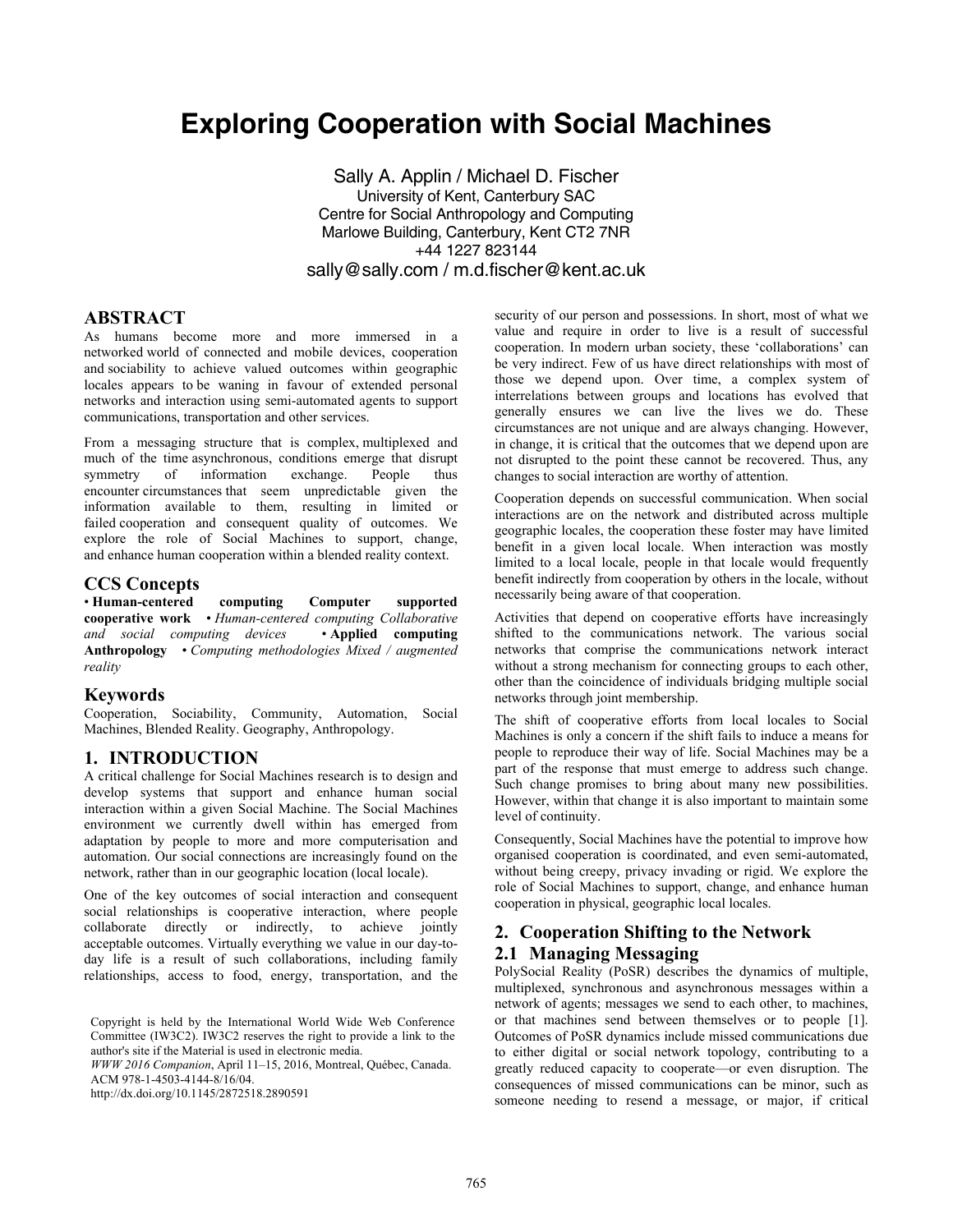# Exploring Cooperation with Social Machines

Sally A. Applin / Michael D. Fischer
University of Kent, Canterbury SAC
Centre for Social Anthropology and Computing
Marlowe Building, Canterbury, Kent CT2 7NR
+44 1227 823144
sally@sally.com / m.d.fischer@kent.ac.uk

## ABSTRACT

As humans become more and more immersed in a networked world of connected and mobile devices, cooperation and sociability to achieve valued outcomes within geographic locales appears to be waning in favour of extended personal networks and interaction using semi-automated agents to support communications, transportation and other services.

From a messaging structure that is complex, multiplexed and much of the time asynchronous, conditions emerge that disrupt symmetry of information exchange. People thus encounter circumstances that seem unpredictable given the information available to them, resulting in limited or failed cooperation and consequent quality of outcomes. We explore the role of Social Machines to support, change, and enhance human cooperation within a blended reality context.

## CCS Concepts

• **Human-centered computing Computer supported cooperative work** • *Human-centered computing Collaborative and social computing devices* • **Applied computing Anthropology** • *Computing methodologies Mixed / augmented reality*

## Keywords

Cooperation, Sociability, Community, Automation, Social Machines, Blended Reality. Geography, Anthropology.

## 1. INTRODUCTION

A critical challenge for Social Machines research is to design and develop systems that support and enhance human social interaction within a given Social Machine. The Social Machines environment we currently dwell within has emerged from adaptation by people to more and more computerisation and automation. Our social connections are increasingly found on the network, rather than in our geographic location (local locale).

One of the key outcomes of social interaction and consequent social relationships is cooperative interaction, where people collaborate directly or indirectly, to achieve jointly acceptable outcomes. Virtually everything we value in our day-to-day life is a result of such collaborations, including family relationships, access to food, energy, transportation, and the security of our person and possessions. In short, most of what we value and require in order to live is a result of successful cooperation. In modern urban society, these 'collaborations' can be very indirect. Few of us have direct relationships with most of those we depend upon. Over time, a complex system of interrelations between groups and locations has evolved that generally ensures we can live the lives we do. These circumstances are not unique and are always changing. However, in change, it is critical that the outcomes that we depend upon are not disrupted to the point these cannot be recovered. Thus, any changes to social interaction are worthy of attention.

Cooperation depends on successful communication. When social interactions are on the network and distributed across multiple geographic locales, the cooperation these foster may have limited benefit in a given local locale. When interaction was mostly limited to a local locale, people in that locale would frequently benefit indirectly from cooperation by others in the locale, without necessarily being aware of that cooperation.

Activities that depend on cooperative efforts have increasingly shifted to the communications network. The various social networks that comprise the communications network interact without a strong mechanism for connecting groups to each other, other than the coincidence of individuals bridging multiple social networks through joint membership.

The shift of cooperative efforts from local locales to Social Machines is only a concern if the shift fails to induce a means for people to reproduce their way of life. Social Machines may be a part of the response that must emerge to address such change. Such change promises to bring about many new possibilities. However, within that change it is also important to maintain some level of continuity.

Consequently, Social Machines have the potential to improve how organised cooperation is coordinated, and even semi-automated, without being creepy, privacy invading or rigid. We explore the role of Social Machines to support, change, and enhance human cooperation in physical, geographic local locales.

## 2. Cooperation Shifting to the Network

### 2.1 Managing Messaging

PolySocial Reality (PoSR) describes the dynamics of multiple, multiplexed, synchronous and asynchronous messages within a network of agents; messages we send to each other, to machines, or that machines send between themselves or to people [1]. Outcomes of PoSR dynamics include missed communications due to either digital or social network topology, contributing to a greatly reduced capacity to cooperate—or even disruption. The consequences of missed communications can be minor, such as someone needing to resend a message, or major, if critical

Copyright is held by the International World Wide Web Conference Committee (IW3C2). IW3C2 reserves the right to provide a link to the author's site if the Material is used in electronic media.
*WWW 2016 Companion*, April 11–15, 2016, Montreal, Québec, Canada.
ACM 978-1-4503-4144-8/16/04.
http://dx.doi.org/10.1145/2872518.2890591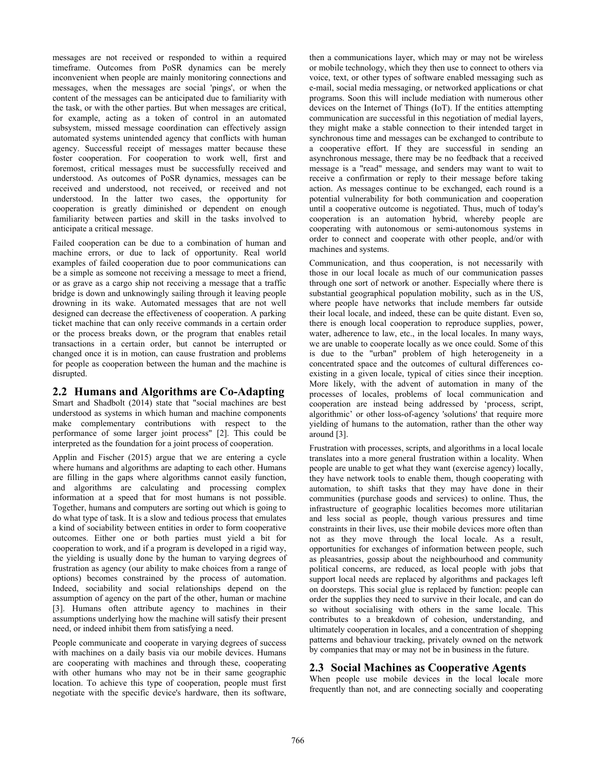messages are not received or responded to within a required timeframe. Outcomes from PoSR dynamics can be merely inconvenient when people are mainly monitoring connections and messages, when the messages are social 'pings', or when the content of the messages can be anticipated due to familiarity with the task, or with the other parties. But when messages are critical, for example, acting as a token of control in an automated subsystem, missed message coordination can effectively assign automated systems unintended agency that conflicts with human agency. Successful receipt of messages matter because these foster cooperation. For cooperation to work well, first and foremost, critical messages must be successfully received and understood. As outcomes of PoSR dynamics, messages can be received and understood, not received, or received and not understood. In the latter two cases, the opportunity for cooperation is greatly diminished or dependent on enough familiarity between parties and skill in the tasks involved to anticipate a critical message.

Failed cooperation can be due to a combination of human and machine errors, or due to lack of opportunity. Real world examples of failed cooperation due to poor communications can be a simple as someone not receiving a message to meet a friend, or as grave as a cargo ship not receiving a message that a traffic bridge is down and unknowingly sailing through it leaving people drowning in its wake. Automated messages that are not well designed can decrease the effectiveness of cooperation. A parking ticket machine that can only receive commands in a certain order or the process breaks down, or the program that enables retail transactions in a certain order, but cannot be interrupted or changed once it is in motion, can cause frustration and problems for people as cooperation between the human and the machine is disrupted.

## 2.2 Humans and Algorithms are Co-Adapting

Smart and Shadbolt (2014) state that "social machines are best understood as systems in which human and machine components make complementary contributions with respect to the performance of some larger joint process" [2]. This could be interpreted as the foundation for a joint process of cooperation.

Applin and Fischer (2015) argue that we are entering a cycle where humans and algorithms are adapting to each other. Humans are filling in the gaps where algorithms cannot easily function, and algorithms are calculating and processing complex information at a speed that for most humans is not possible. Together, humans and computers are sorting out which is going to do what type of task. It is a slow and tedious process that emulates a kind of sociability between entities in order to form cooperative outcomes. Either one or both parties must yield a bit for cooperation to work, and if a program is developed in a rigid way, the yielding is usually done by the human to varying degrees of frustration as agency (our ability to make choices from a range of options) becomes constrained by the process of automation. Indeed, sociability and social relationships depend on the assumption of agency on the part of the other, human or machine [3]. Humans often attribute agency to machines in their assumptions underlying how the machine will satisfy their present need, or indeed inhibit them from satisfying a need.

People communicate and cooperate in varying degrees of success with machines on a daily basis via our mobile devices. Humans are cooperating with machines and through these, cooperating with other humans who may not be in their same geographic location. To achieve this type of cooperation, people must first negotiate with the specific device's hardware, then its software, then a communications layer, which may or may not be wireless or mobile technology, which they then use to connect to others via voice, text, or other types of software enabled messaging such as e-mail, social media messaging, or networked applications or chat programs. Soon this will include mediation with numerous other devices on the Internet of Things (IoT). If the entities attempting communication are successful in this negotiation of medial layers, they might make a stable connection to their intended target in synchronous time and messages can be exchanged to contribute to a cooperative effort. If they are successful in sending an asynchronous message, there may be no feedback that a received message is a "read" message, and senders may want to wait to receive a confirmation or reply to their message before taking action. As messages continue to be exchanged, each round is a potential vulnerability for both communication and cooperation until a cooperative outcome is negotiated. Thus, much of today's cooperation is an automation hybrid, whereby people are cooperating with autonomous or semi-autonomous systems in order to connect and cooperate with other people, and/or with machines and systems.

Communication, and thus cooperation, is not necessarily with those in our local locale as much of our communication passes through one sort of network or another. Especially where there is substantial geographical population mobility, such as in the US, where people have networks that include members far outside their local locale, and indeed, these can be quite distant. Even so, there is enough local cooperation to reproduce supplies, power, water, adherence to law, etc., in the local locales. In many ways, we are unable to cooperate locally as we once could. Some of this is due to the "urban" problem of high heterogeneity in a concentrated space and the outcomes of cultural differences co-existing in a given locale, typical of cities since their inception. More likely, with the advent of automation in many of the processes of locales, problems of local communication and cooperation are instead being addressed by 'process, script, algorithmic' or other loss-of-agency 'solutions' that require more yielding of humans to the automation, rather than the other way around [3].

Frustration with processes, scripts, and algorithms in a local locale translates into a more general frustration within a locality. When people are unable to get what they want (exercise agency) locally, they have network tools to enable them, though cooperating with automation, to shift tasks that they may have done in their communities (purchase goods and services) to online. Thus, the infrastructure of geographic localities becomes more utilitarian and less social as people, though various pressures and time constraints in their lives, use their mobile devices more often than not as they move through the local locale. As a result, opportunities for exchanges of information between people, such as pleasantries, gossip about the neighbourhood and community political concerns, are reduced, as local people with jobs that support local needs are replaced by algorithms and packages left on doorsteps. This social glue is replaced by function: people can order the supplies they need to survive in their locale, and can do so without socialising with others in the same locale. This contributes to a breakdown of cohesion, understanding, and ultimately cooperation in locales, and a concentration of shopping patterns and behaviour tracking, privately owned on the network by companies that may or may not be in business in the future.

## 2.3 Social Machines as Cooperative Agents

When people use mobile devices in the local locale more frequently than not, and are connecting socially and cooperating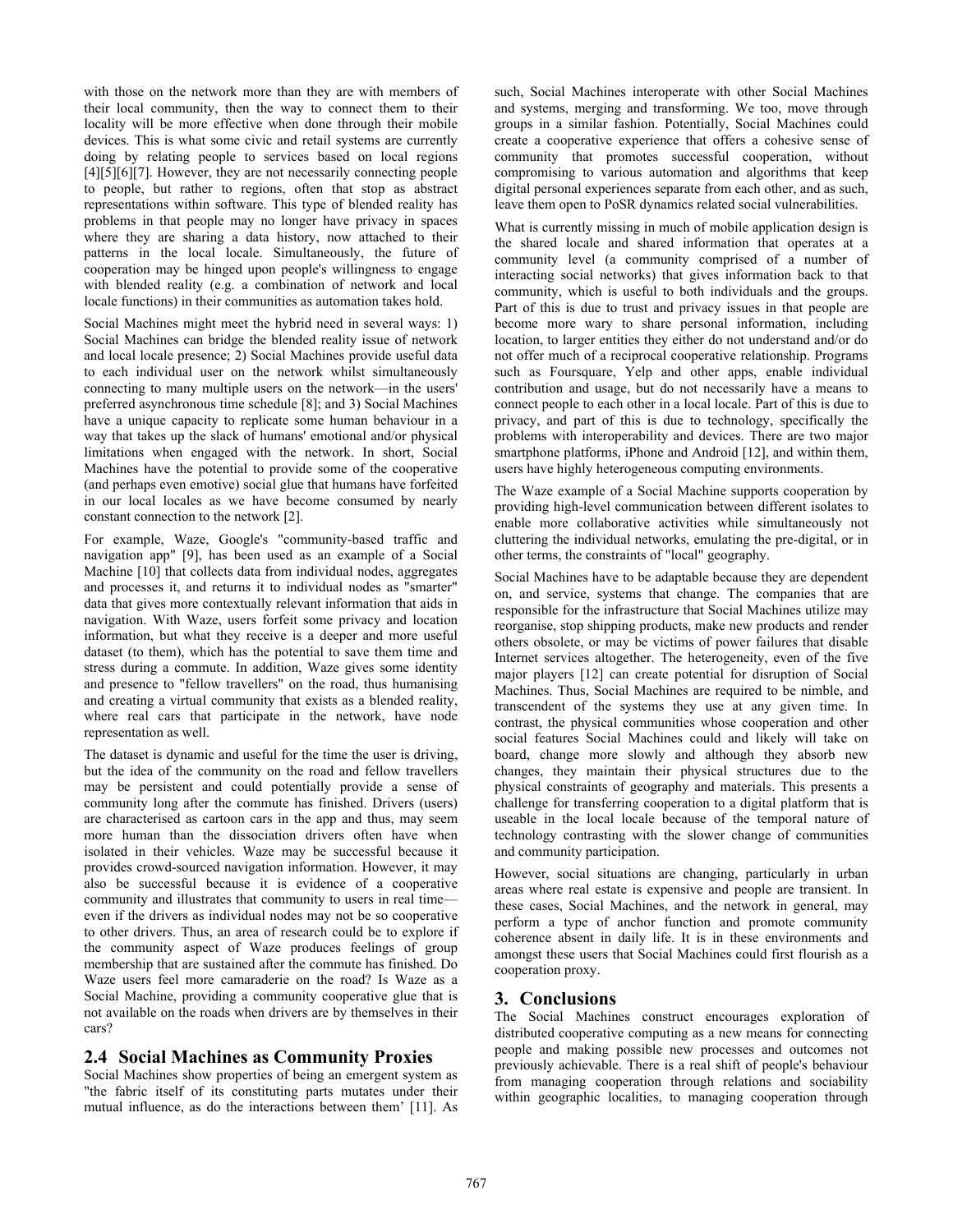with those on the network more than they are with members of their local community, then the way to connect them to their locality will be more effective when done through their mobile devices. This is what some civic and retail systems are currently doing by relating people to services based on local regions [4][5][6][7]. However, they are not necessarily connecting people to people, but rather to regions, often that stop as abstract representations within software. This type of blended reality has problems in that people may no longer have privacy in spaces where they are sharing a data history, now attached to their patterns in the local locale. Simultaneously, the future of cooperation may be hinged upon people's willingness to engage with blended reality (e.g. a combination of network and local locale functions) in their communities as automation takes hold.

Social Machines might meet the hybrid need in several ways: 1) Social Machines can bridge the blended reality issue of network and local locale presence; 2) Social Machines provide useful data to each individual user on the network whilst simultaneously connecting to many multiple users on the network—in the users' preferred asynchronous time schedule [8]; and 3) Social Machines have a unique capacity to replicate some human behaviour in a way that takes up the slack of humans' emotional and/or physical limitations when engaged with the network. In short, Social Machines have the potential to provide some of the cooperative (and perhaps even emotive) social glue that humans have forfeited in our local locales as we have become consumed by nearly constant connection to the network [2].

For example, Waze, Google's "community-based traffic and navigation app" [9], has been used as an example of a Social Machine [10] that collects data from individual nodes, aggregates and processes it, and returns it to individual nodes as "smarter" data that gives more contextually relevant information that aids in navigation. With Waze, users forfeit some privacy and location information, but what they receive is a deeper and more useful dataset (to them), which has the potential to save them time and stress during a commute. In addition, Waze gives some identity and presence to "fellow travellers" on the road, thus humanising and creating a virtual community that exists as a blended reality, where real cars that participate in the network, have node representation as well.

The dataset is dynamic and useful for the time the user is driving, but the idea of the community on the road and fellow travellers may be persistent and could potentially provide a sense of community long after the commute has finished. Drivers (users) are characterised as cartoon cars in the app and thus, may seem more human than the dissociation drivers often have when isolated in their vehicles. Waze may be successful because it provides crowd-sourced navigation information. However, it may also be successful because it is evidence of a cooperative community and illustrates that community to users in real time—even if the drivers as individual nodes may not be so cooperative to other drivers. Thus, an area of research could be to explore if the community aspect of Waze produces feelings of group membership that are sustained after the commute has finished. Do Waze users feel more camaraderie on the road? Is Waze as a Social Machine, providing a community cooperative glue that is not available on the roads when drivers are by themselves in their cars?

## 2.4 Social Machines as Community Proxies

Social Machines show properties of being an emergent system as "the fabric itself of its constituting parts mutates under their mutual influence, as do the interactions between them' [11]. As such, Social Machines interoperate with other Social Machines and systems, merging and transforming. We too, move through groups in a similar fashion. Potentially, Social Machines could create a cooperative experience that offers a cohesive sense of community that promotes successful cooperation, without compromising to various automation and algorithms that keep digital personal experiences separate from each other, and as such, leave them open to PoSR dynamics related social vulnerabilities.

What is currently missing in much of mobile application design is the shared locale and shared information that operates at a community level (a community comprised of a number of interacting social networks) that gives information back to that community, which is useful to both individuals and the groups. Part of this is due to trust and privacy issues in that people are become more wary to share personal information, including location, to larger entities they either do not understand and/or do not offer much of a reciprocal cooperative relationship. Programs such as Foursquare, Yelp and other apps, enable individual contribution and usage, but do not necessarily have a means to connect people to each other in a local locale. Part of this is due to privacy, and part of this is due to technology, specifically the problems with interoperability and devices. There are two major smartphone platforms, iPhone and Android [12], and within them, users have highly heterogeneous computing environments.

The Waze example of a Social Machine supports cooperation by providing high-level communication between different isolates to enable more collaborative activities while simultaneously not cluttering the individual networks, emulating the pre-digital, or in other terms, the constraints of "local" geography.

Social Machines have to be adaptable because they are dependent on, and service, systems that change. The companies that are responsible for the infrastructure that Social Machines utilize may reorganise, stop shipping products, make new products and render others obsolete, or may be victims of power failures that disable Internet services altogether. The heterogeneity, even of the five major players [12] can create potential for disruption of Social Machines. Thus, Social Machines are required to be nimble, and transcendent of the systems they use at any given time. In contrast, the physical communities whose cooperation and other social features Social Machines could and likely will take on board, change more slowly and although they absorb new changes, they maintain their physical structures due to the physical constraints of geography and materials. This presents a challenge for transferring cooperation to a digital platform that is useable in the local locale because of the temporal nature of technology contrasting with the slower change of communities and community participation.

However, social situations are changing, particularly in urban areas where real estate is expensive and people are transient. In these cases, Social Machines, and the network in general, may perform a type of anchor function and promote community coherence absent in daily life. It is in these environments and amongst these users that Social Machines could first flourish as a cooperation proxy.

# 3. Conclusions

The Social Machines construct encourages exploration of distributed cooperative computing as a new means for connecting people and making possible new processes and outcomes not previously achievable. There is a real shift of people's behaviour from managing cooperation through relations and sociability within geographic localities, to managing cooperation through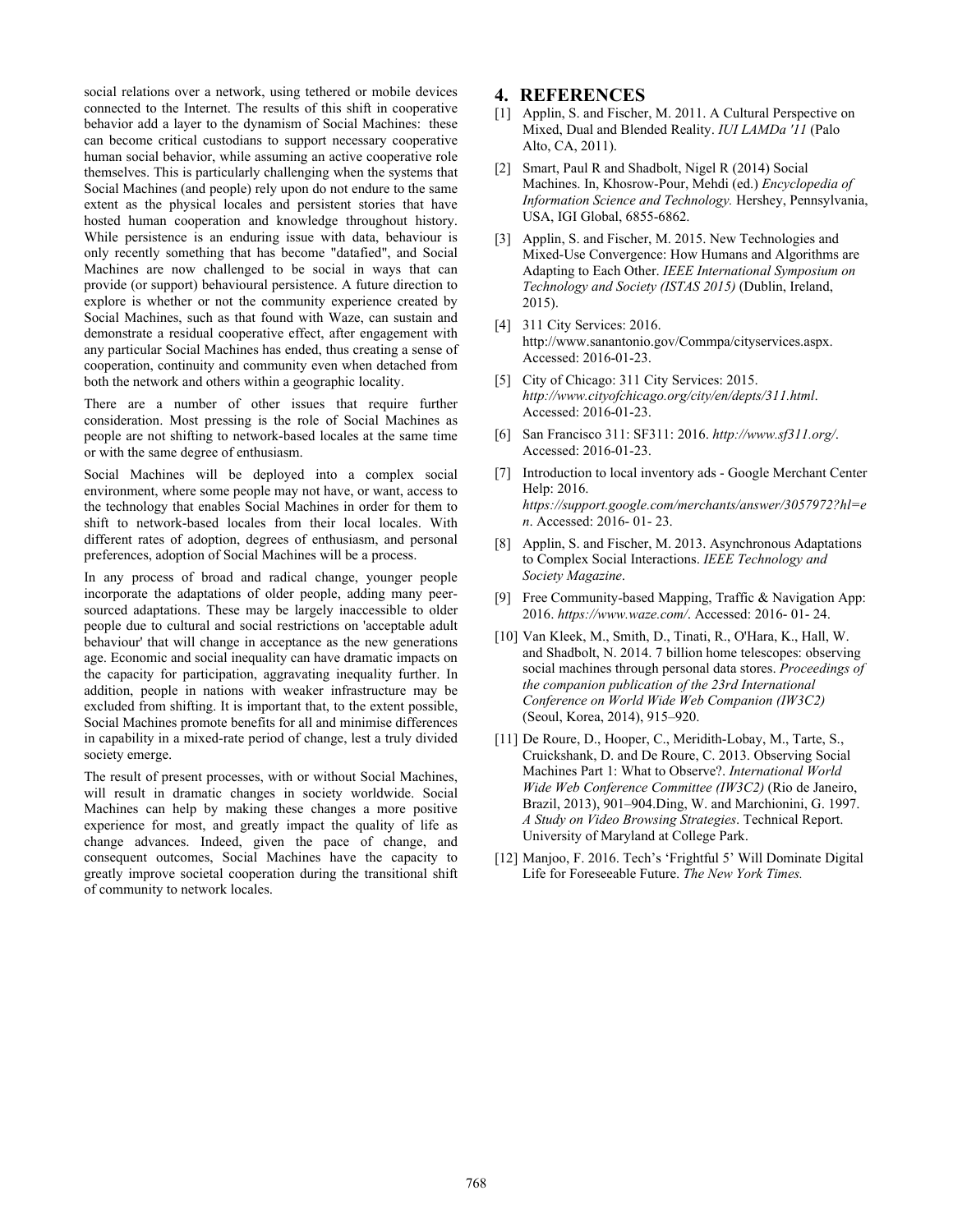social relations over a network, using tethered or mobile devices connected to the Internet. The results of this shift in cooperative behavior add a layer to the dynamism of Social Machines: these can become critical custodians to support necessary cooperative human social behavior, while assuming an active cooperative role themselves. This is particularly challenging when the systems that Social Machines (and people) rely upon do not endure to the same extent as the physical locales and persistent stories that have hosted human cooperation and knowledge throughout history. While persistence is an enduring issue with data, behaviour is only recently something that has become "datafied", and Social Machines are now challenged to be social in ways that can provide (or support) behavioural persistence. A future direction to explore is whether or not the community experience created by Social Machines, such as that found with Waze, can sustain and demonstrate a residual cooperative effect, after engagement with any particular Social Machines has ended, thus creating a sense of cooperation, continuity and community even when detached from both the network and others within a geographic locality.

There are a number of other issues that require further consideration. Most pressing is the role of Social Machines as people are not shifting to network-based locales at the same time or with the same degree of enthusiasm.

Social Machines will be deployed into a complex social environment, where some people may not have, or want, access to the technology that enables Social Machines in order for them to shift to network-based locales from their local locales. With different rates of adoption, degrees of enthusiasm, and personal preferences, adoption of Social Machines will be a process.

In any process of broad and radical change, younger people incorporate the adaptations of older people, adding many peer-sourced adaptations. These may be largely inaccessible to older people due to cultural and social restrictions on 'acceptable adult behaviour' that will change in acceptance as the new generations age. Economic and social inequality can have dramatic impacts on the capacity for participation, aggravating inequality further. In addition, people in nations with weaker infrastructure may be excluded from shifting. It is important that, to the extent possible, Social Machines promote benefits for all and minimise differences in capability in a mixed-rate period of change, lest a truly divided society emerge.

The result of present processes, with or without Social Machines, will result in dramatic changes in society worldwide. Social Machines can help by making these changes a more positive experience for most, and greatly impact the quality of life as change advances. Indeed, given the pace of change, and consequent outcomes, Social Machines have the capacity to greatly improve societal cooperation during the transitional shift of community to network locales.

# 4. REFERENCES

[1] Applin, S. and Fischer, M. 2011. A Cultural Perspective on Mixed, Dual and Blended Reality. *IUI LAMDa '11* (Palo Alto, CA, 2011).

[2] Smart, Paul R and Shadbolt, Nigel R (2014) Social Machines. In, Khosrow-Pour, Mehdi (ed.) *Encyclopedia of Information Science and Technology.* Hershey, Pennsylvania, USA, IGI Global, 6855-6862.

[3] Applin, S. and Fischer, M. 2015. New Technologies and Mixed-Use Convergence: How Humans and Algorithms are Adapting to Each Other. *IEEE International Symposium on Technology and Society (ISTAS 2015)* (Dublin, Ireland, 2015).

[4] 311 City Services: 2016. http://www.sanantonio.gov/Commpa/cityservices.aspx. Accessed: 2016-01-23.

[5] City of Chicago: 311 City Services: 2015. *http://www.cityofchicago.org/city/en/depts/311.html*. Accessed: 2016-01-23.

[6] San Francisco 311: SF311: 2016. *http://www.sf311.org/*. Accessed: 2016-01-23.

[7] Introduction to local inventory ads - Google Merchant Center Help: 2016. *https://support.google.com/merchants/answer/3057972?hl=en*. Accessed: 2016- 01- 23.

[8] Applin, S. and Fischer, M. 2013. Asynchronous Adaptations to Complex Social Interactions. *IEEE Technology and Society Magazine*.

[9] Free Community-based Mapping, Traffic & Navigation App: 2016. *https://www.waze.com/*. Accessed: 2016- 01- 24.

[10] Van Kleek, M., Smith, D., Tinati, R., O'Hara, K., Hall, W. and Shadbolt, N. 2014. 7 billion home telescopes: observing social machines through personal data stores. *Proceedings of the companion publication of the 23rd International Conference on World Wide Web Companion (IW3C2)* (Seoul, Korea, 2014), 915–920.

[11] De Roure, D., Hooper, C., Meridith-Lobay, M., Tarte, S., Cruickshank, D. and De Roure, C. 2013. Observing Social Machines Part 1: What to Observe?. *International World Wide Web Conference Committee (IW3C2)* (Rio de Janeiro, Brazil, 2013), 901–904.Ding, W. and Marchionini, G. 1997. *A Study on Video Browsing Strategies*. Technical Report. University of Maryland at College Park.

[12] Manjoo, F. 2016. Tech's 'Frightful 5' Will Dominate Digital Life for Foreseeable Future. *The New York Times.*